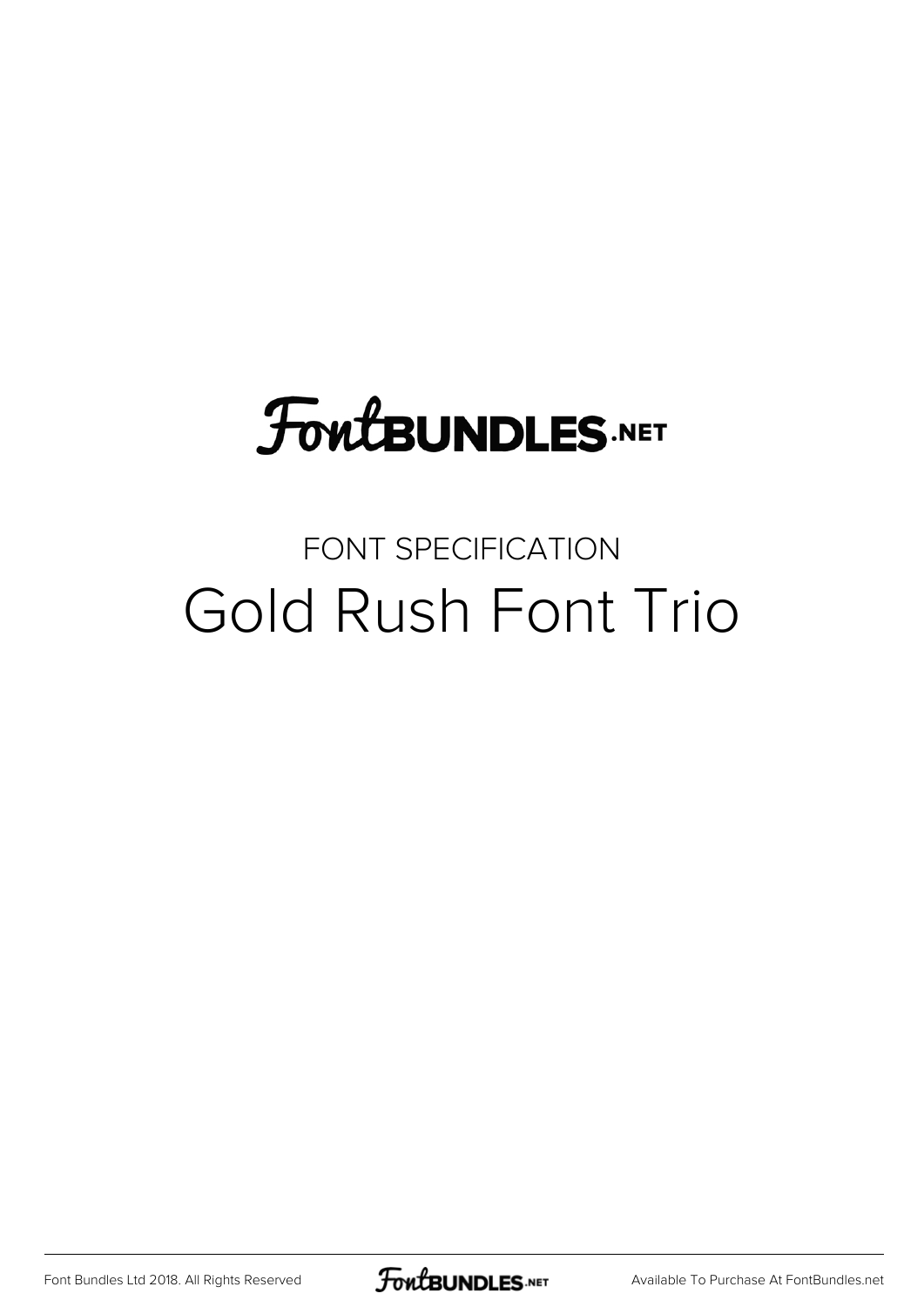# FontBUNDLES.NET

FONT SPECIFICATION

## Gold Rush Font Trio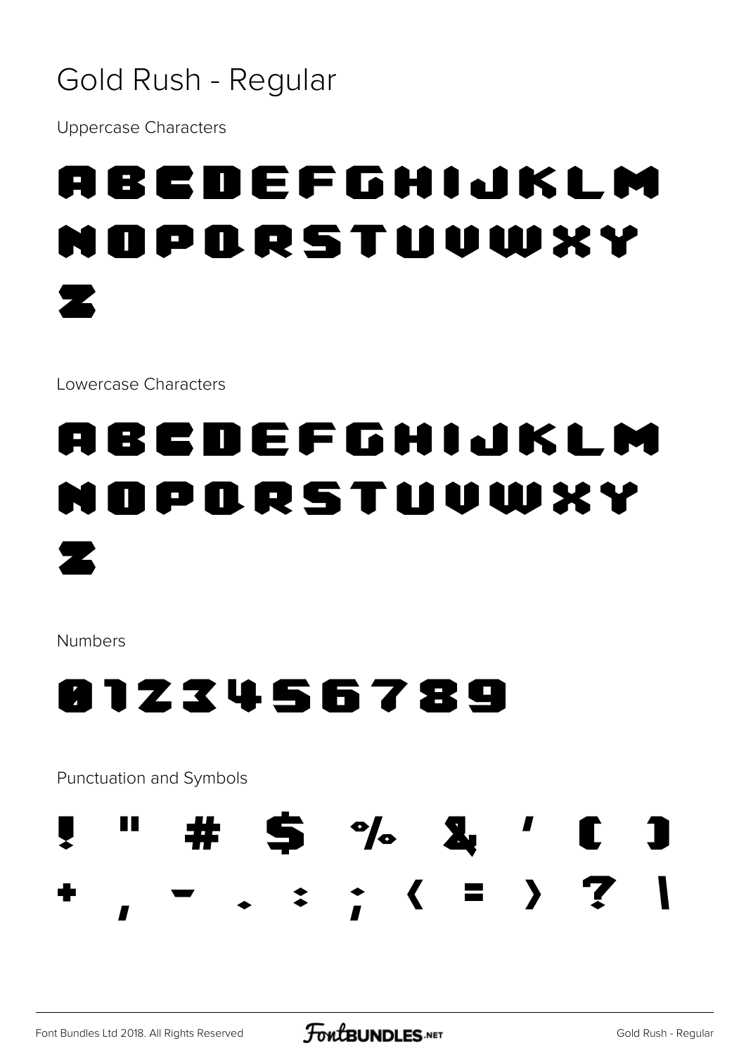# Gold Rush - Regular

Uppercase Characters

ABCDEFGHIJKLM
NOPQRSTUVWXY
Z

Lowercase Characters

abcdefghijklm
nopqrstuvwxy
z

Numbers

0123456789

Punctuation and Symbols

! " # $ % & ' ( )
+ , - . : ; < = > ? \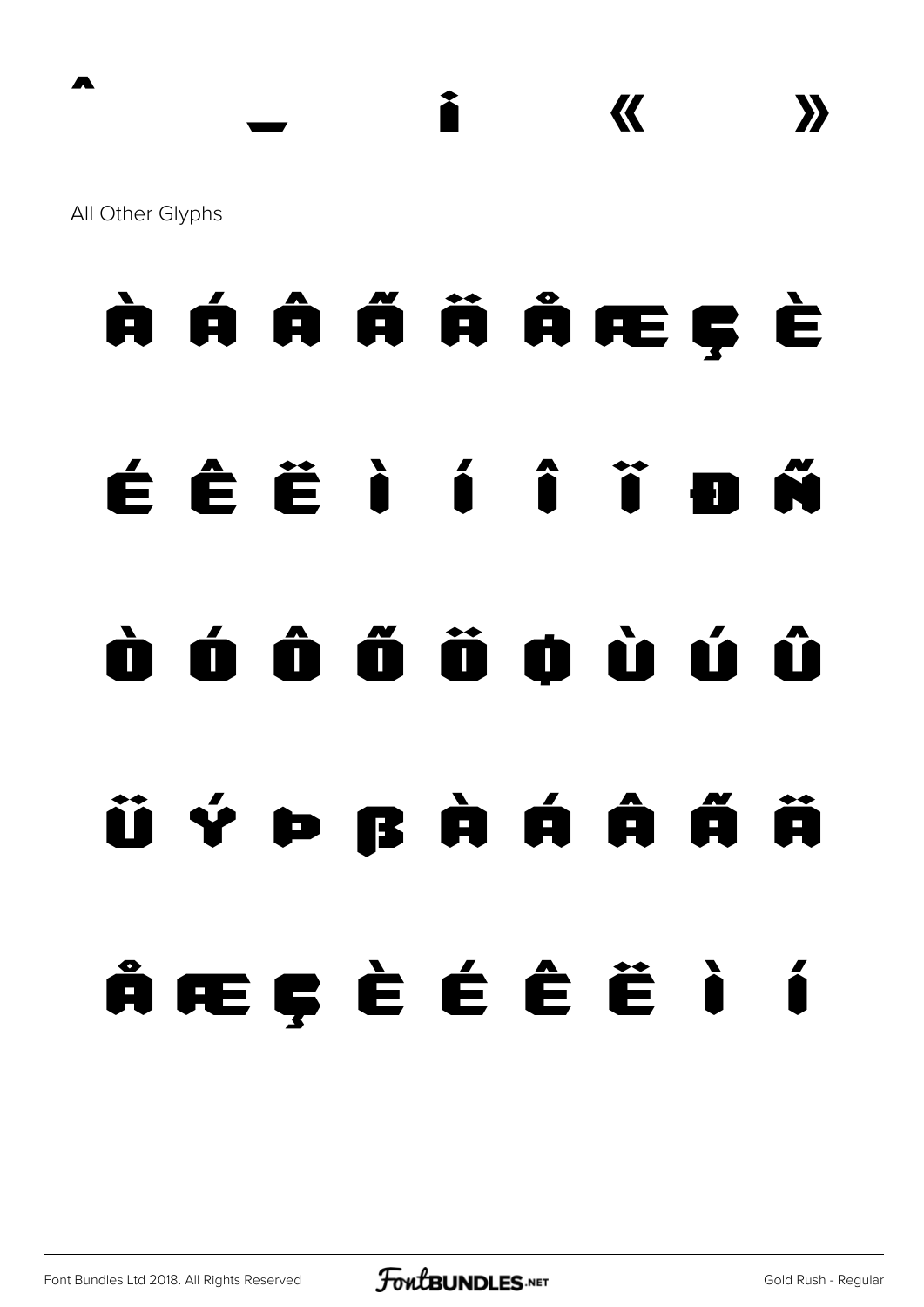^ _ ¡ « »

All Other Glyphs

À Á Â Ã Ä Å Æ Ç È

É Ê Ë Ì Í Î Ï Ð Ñ

Ò Ó Ô Õ Ö Ø Ù Ú Û

Ü Ý Þ ß à á â ã ä

å æ ç è é ê ë ì í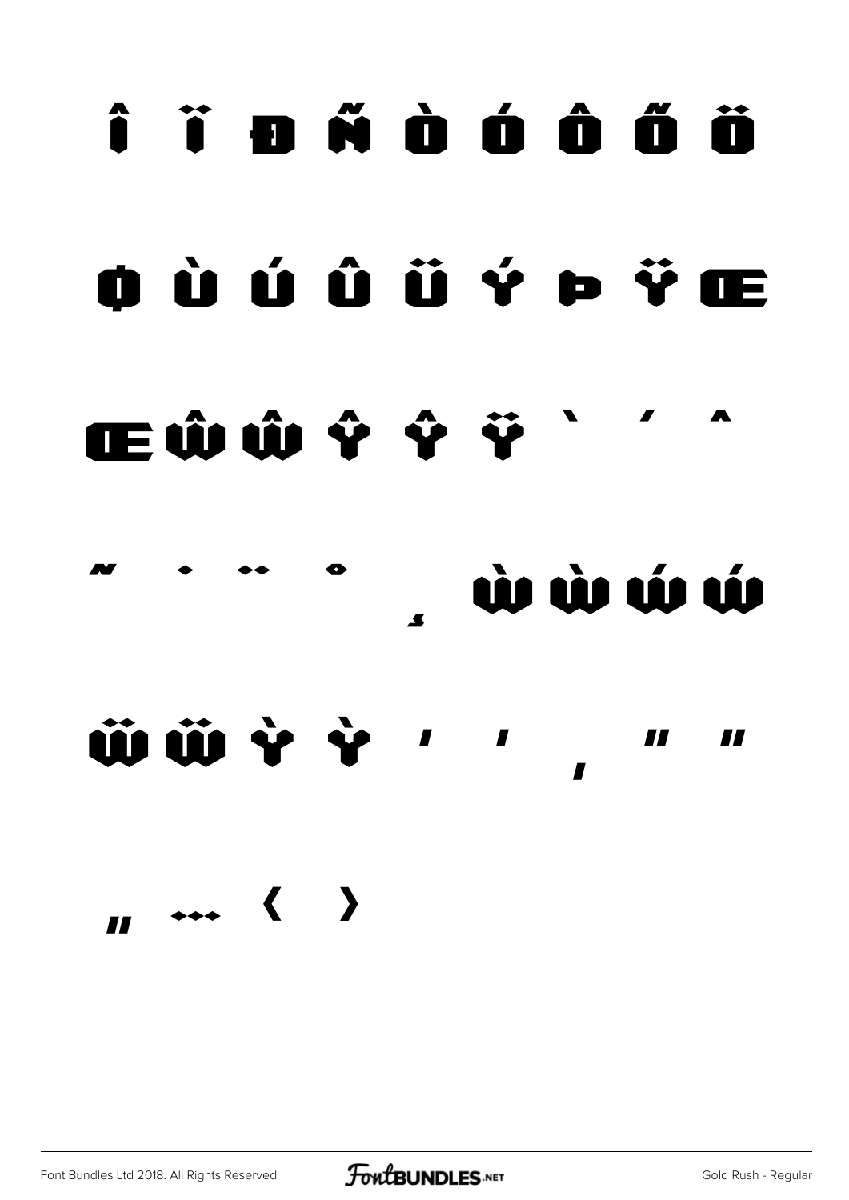Î Ï Đ Ñ Ò Ó Ô Õ Ö

Ø Ù Ú Û Ü Ý Þ Ÿ Œ

œ Ŵ ŵ Ŷ ŷ Ÿ ` ´ ˆ

˜ ˙ ¨ ˚ ¸ Ẁ ẁ Ẃ ẃ

Ẅ ẅ Ỳ ỳ ' ' ‚ " "

„ … ‹ ›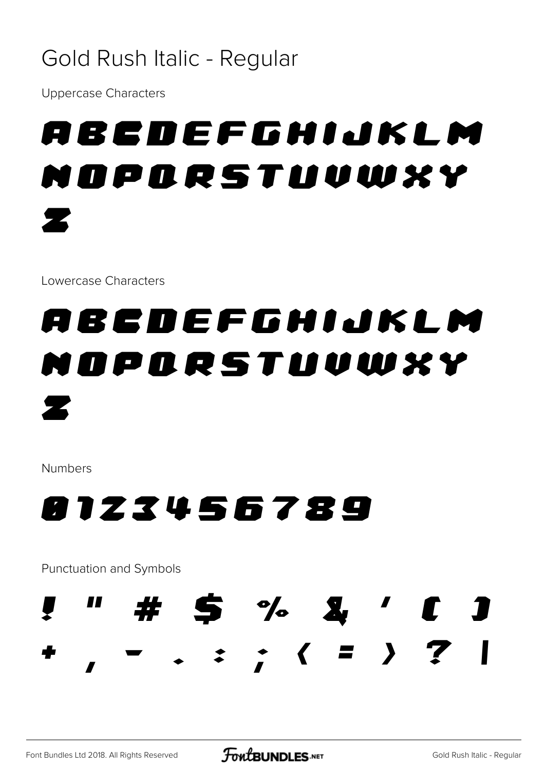# Gold Rush Italic - Regular

Uppercase Characters

ABCDEFGHIJKLM
NOPQRSTUVWXY
Z

Lowercase Characters

abcdefghijklm
nopqrstuvwxy
z

Numbers

0123456789

Punctuation and Symbols

! " # $ % & ' ( )
+ , - . : ; < = > ? |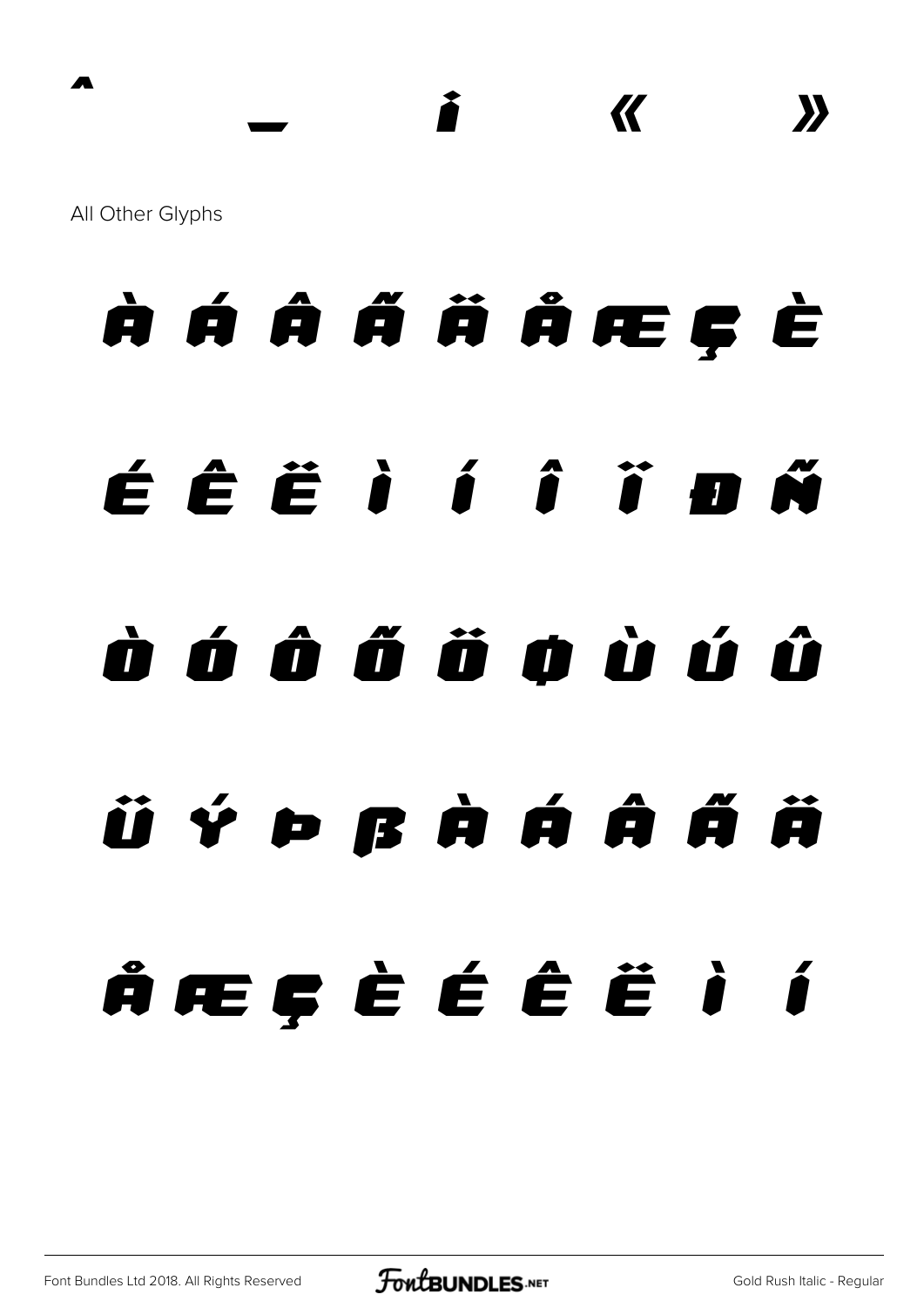^ _ ı « »

All Other Glyphs

À Á Â Ã Ä Å Æ Ç È

É Ê Ë Ì Í Î Ï Ð Ñ

Ò Ó Ô Õ Ö Ø Ù Ú Û

Ü Ý Þ ß à á â ã ä

å æ ç è é ê ë ì í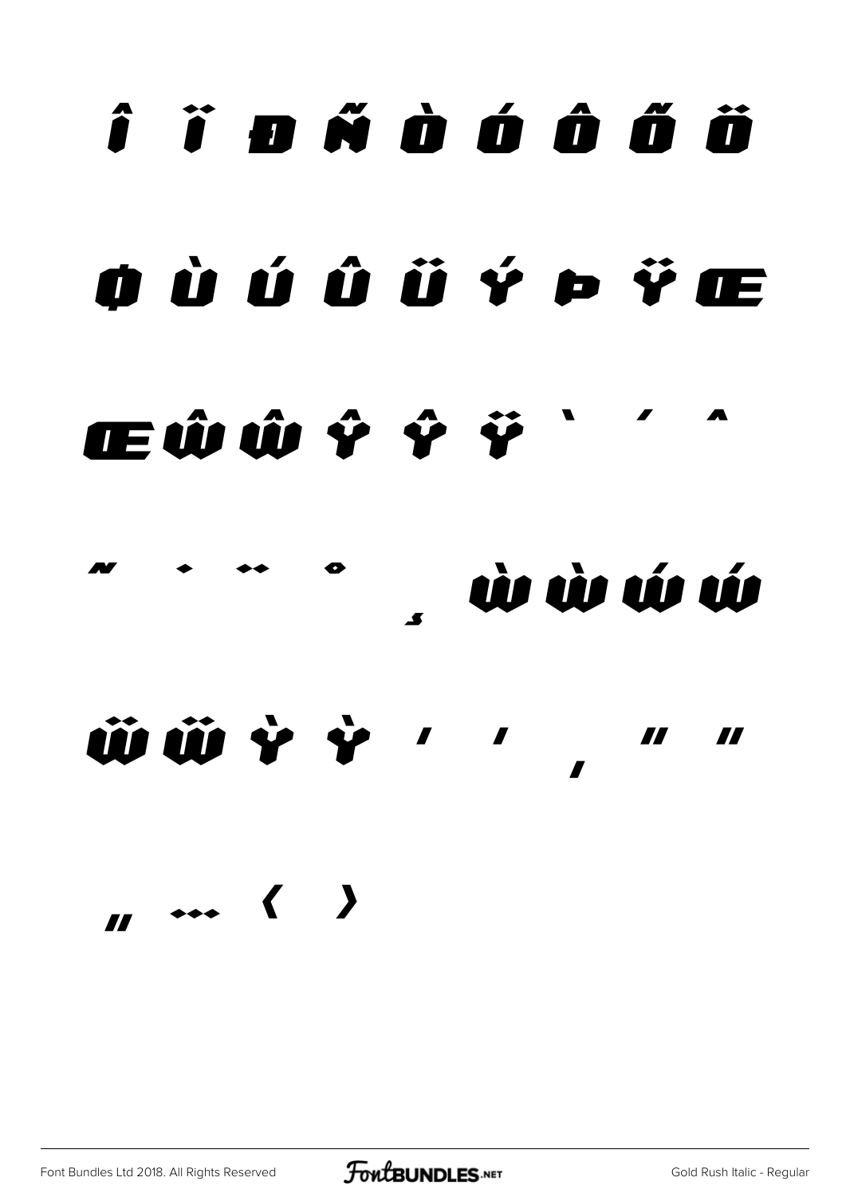Î Ï Ð Ñ Ò Ó Ô Õ Ö

Ø Ù Ú Û Ü Ý Þ Ÿ Œ

œ Ŵ ŵ Ŷ ŷ ÿ ˋ ˊ ˆ

˜ ˙ ¨ ˚ ¸ Ẁ ẁ Ẃ ẃ

Ẅ ẅ Ỳ ỳ ' ' ‚ " "

„ … ‹ ›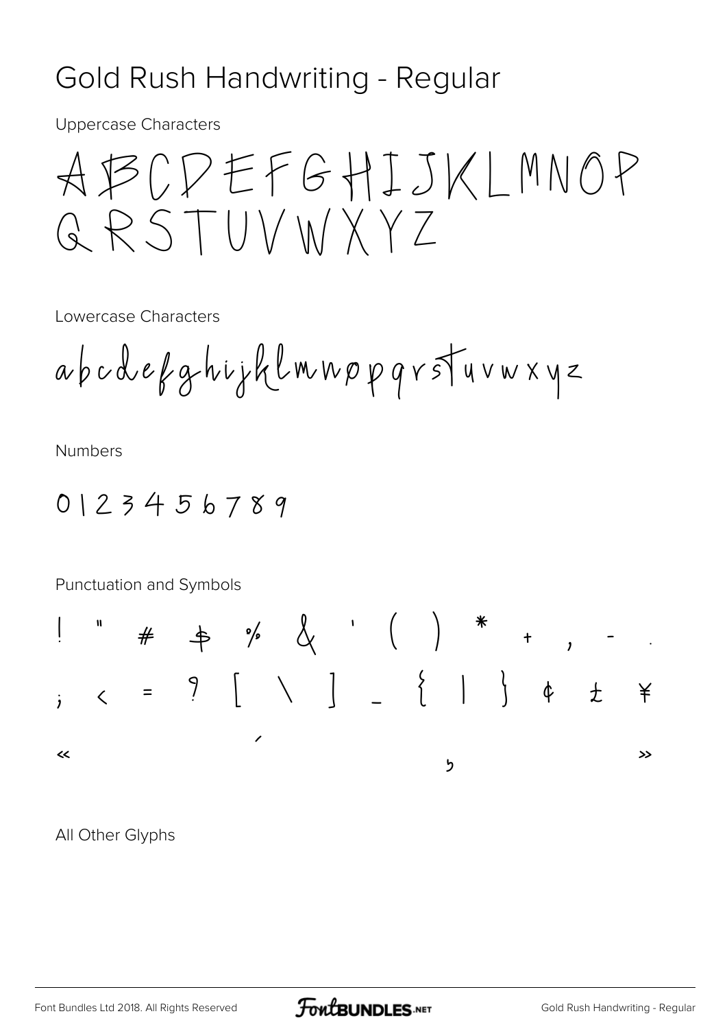# Gold Rush Handwriting - Regular

Uppercase Characters

ABCDEFGHIJKLMNOP
QRSTUVWXYZ

Lowercase Characters

abcdefghijklmnopqrstuvwxyz

Numbers

0123456789

Punctuation and Symbols

! " # $ % & ' ( ) * + , - .
; < = ? [ \ ] _ { | } ¢ £ ¥
« ´ ¸ »

All Other Glyphs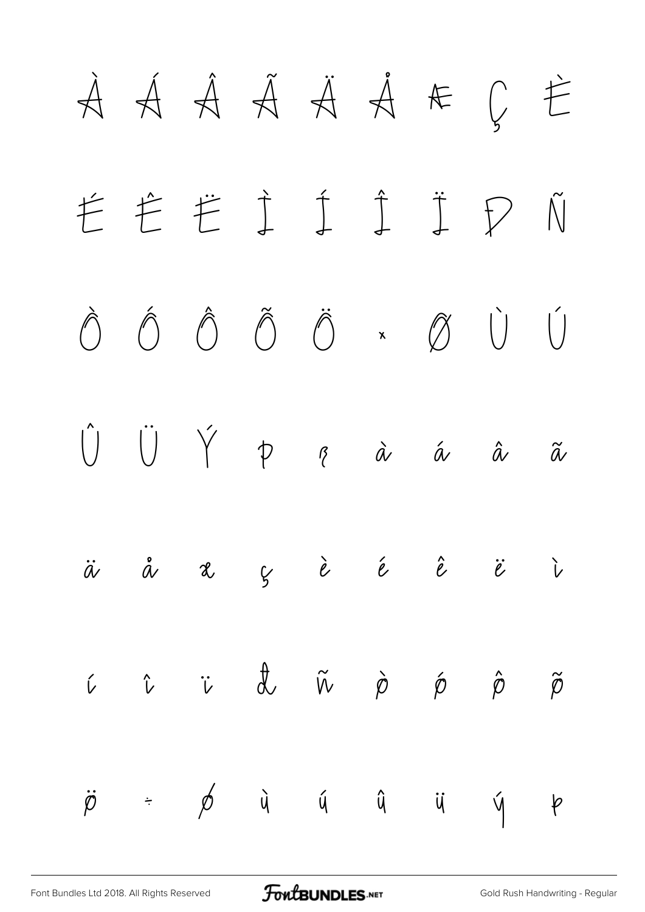À Á Â Ã Ä Å Æ Ç È

É Ê Ë Ì Í Î Ï Ð Ñ

Ò Ó Ô Õ Ö × Ø Ù Ú

Û Ü Ý Þ ß à á â ã

ä å æ ç è é ê ë ì

í î ï ð ñ ò ó ô õ

ö ÷ ø ù ú û ü ý þ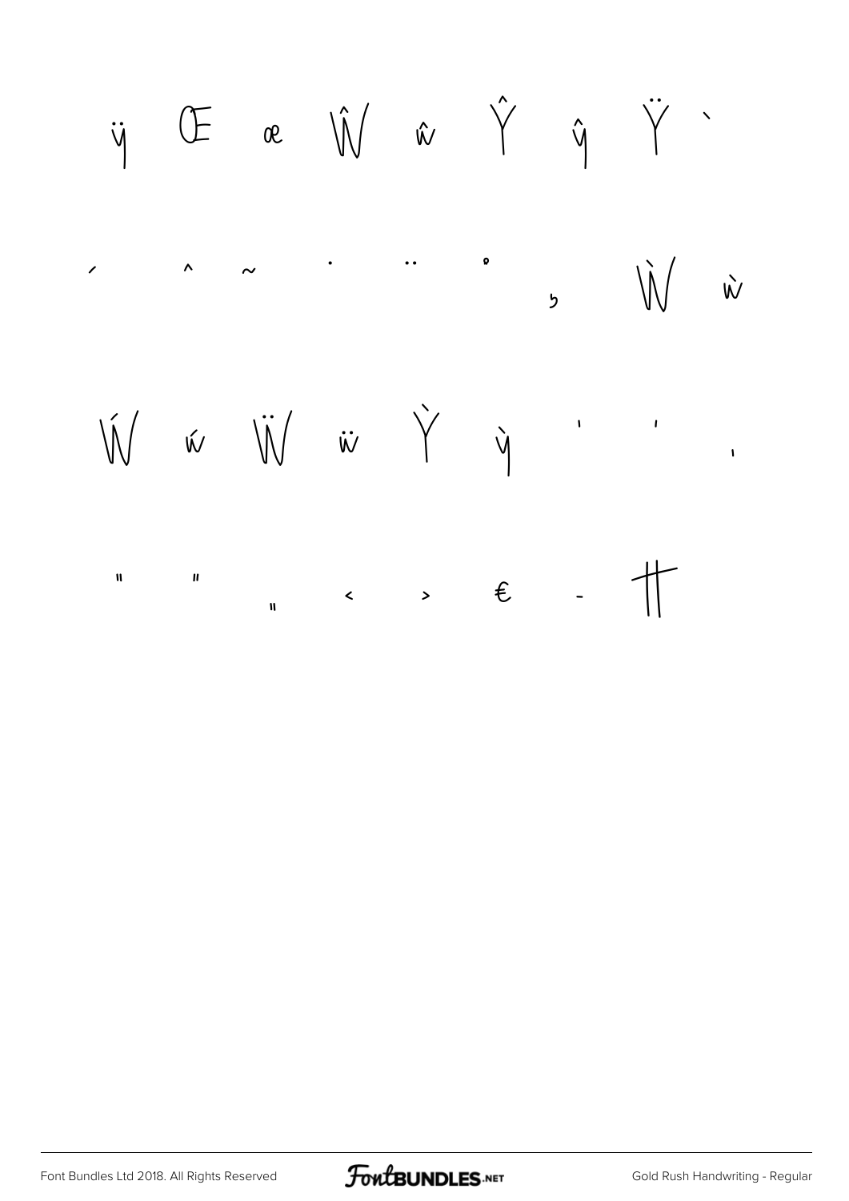ÿ Œ œ Ŵ ŵ Ŷ ŷ Ÿ ˋ

ˊ ˆ ˜ ˙ ¨ ˚ ˛ Ẁ ẁ

Ẃ ẃ Ẅ ẅ Ỳ ỳ ' ' ‚

" " „ ‹ › € - ‡